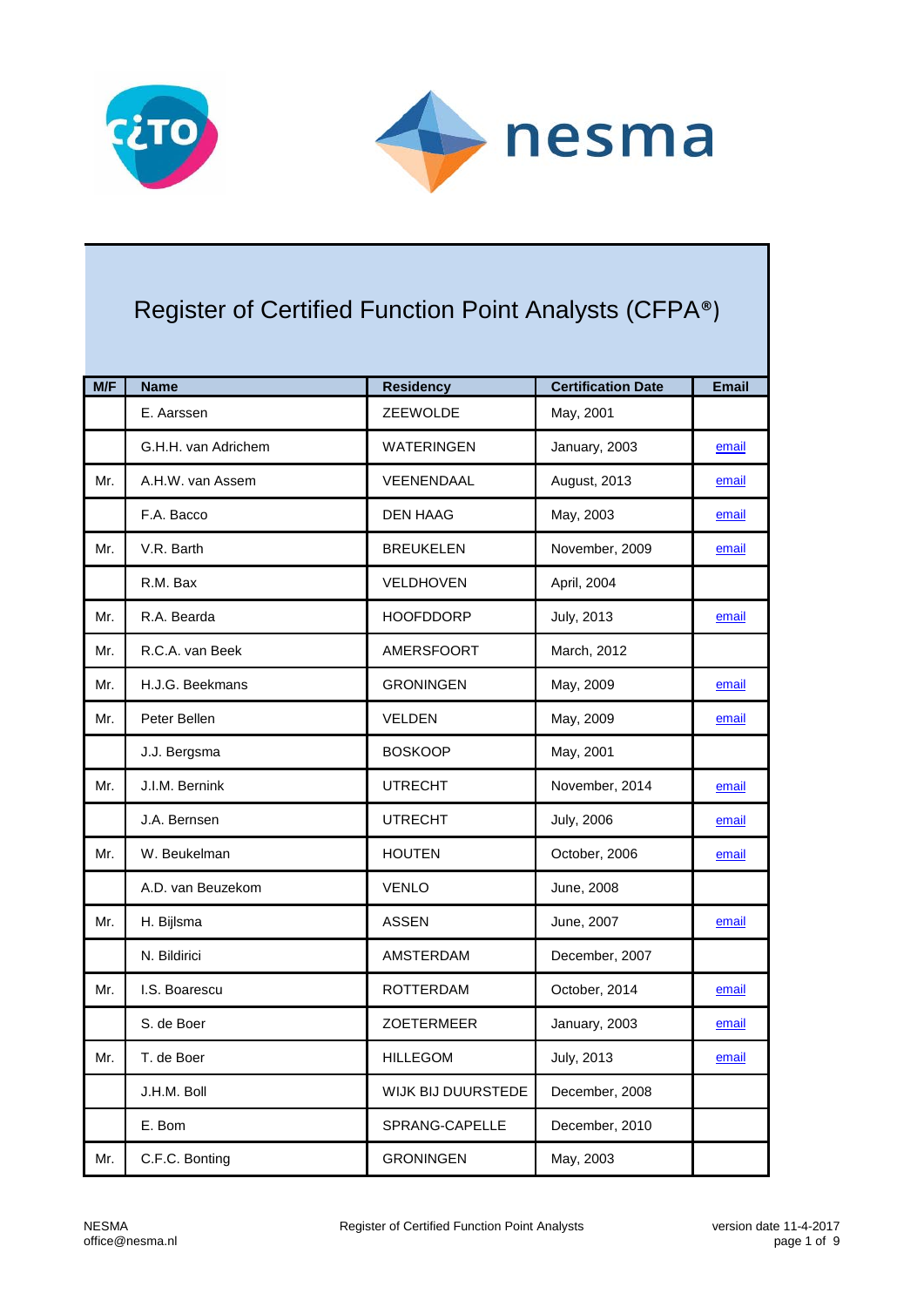# Register of Certified Function Point Analysts (CFPA®)

| M/F | Name | Residency | Certification Date | Email |
| --- | --- | --- | --- | --- |
| | E. Aarssen | ZEEWOLDE | May, 2001 | |
| | G.H.H. van Adrichem | WATERINGEN | January, 2003 | email |
| Mr. | A.H.W. van Assem | VEENENDAAL | August, 2013 | email |
| | F.A. Bacco | DEN HAAG | May, 2003 | email |
| Mr. | V.R. Barth | BREUKELEN | November, 2009 | email |
| | R.M. Bax | VELDHOVEN | April, 2004 | |
| Mr. | R.A. Bearda | HOOFDDORP | July, 2013 | email |
| Mr. | R.C.A. van Beek | AMERSFOORT | March, 2012 | |
| Mr. | H.J.G. Beekmans | GRONINGEN | May, 2009 | email |
| Mr. | Peter Bellen | VELDEN | May, 2009 | email |
| | J.J. Bergsma | BOSKOOP | May, 2001 | |
| Mr. | J.I.M. Bernink | UTRECHT | November, 2014 | email |
| | J.A. Bernsen | UTRECHT | July, 2006 | email |
| Mr. | W. Beukelman | HOUTEN | October, 2006 | email |
| | A.D. van Beuzekom | VENLO | June, 2008 | |
| Mr. | H. Bijlsma | ASSEN | June, 2007 | email |
| | N. Bildirici | AMSTERDAM | December, 2007 | |
| Mr. | I.S. Boarescu | ROTTERDAM | October, 2014 | email |
| | S. de Boer | ZOETERMEER | January, 2003 | email |
| Mr. | T. de Boer | HILLEGOM | July, 2013 | email |
| | J.H.M. Boll | WIJK BIJ DUURSTEDE | December, 2008 | |
| | E. Bom | SPRANG-CAPELLE | December, 2010 | |
| Mr. | C.F.C. Bonting | GRONINGEN | May, 2003 | |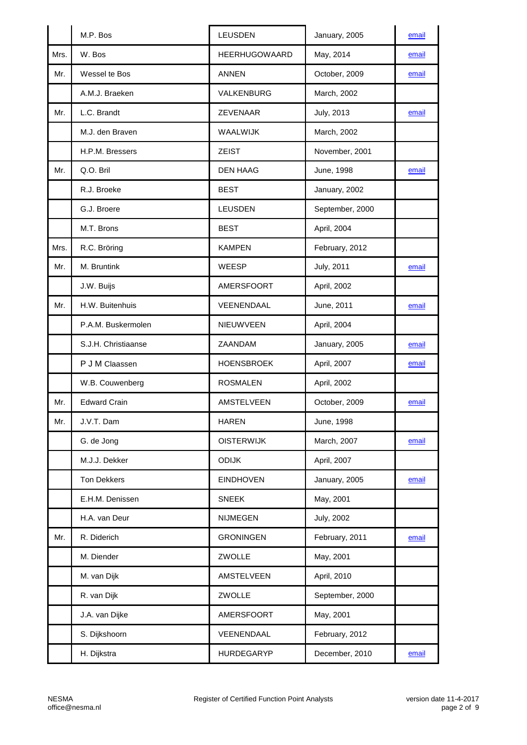|  |  |  |  |  |
|---|---|---|---|---|
|  | M.P. Bos | LEUSDEN | January, 2005 | email |
| Mrs. | W. Bos | HEERHUGOWAARD | May, 2014 | email |
| Mr. | Wessel te Bos | ANNEN | October, 2009 | email |
|  | A.M.J. Braeken | VALKENBURG | March, 2002 |  |
| Mr. | L.C. Brandt | ZEVENAAR | July, 2013 | email |
|  | M.J. den Braven | WAALWIJK | March, 2002 |  |
|  | H.P.M. Bressers | ZEIST | November, 2001 |  |
| Mr. | Q.O. Bril | DEN HAAG | June, 1998 | email |
|  | R.J. Broeke | BEST | January, 2002 |  |
|  | G.J. Broere | LEUSDEN | September, 2000 |  |
|  | M.T. Brons | BEST | April, 2004 |  |
| Mrs. | R.C. Bröring | KAMPEN | February, 2012 |  |
| Mr. | M. Bruntink | WEESP | July, 2011 | email |
|  | J.W. Buijs | AMERSFOORT | April, 2002 |  |
| Mr. | H.W. Buitenhuis | VEENENDAAL | June, 2011 | email |
|  | P.A.M. Buskermolen | NIEUWVEEN | April, 2004 |  |
|  | S.J.H. Christiaanse | ZAANDAM | January, 2005 | email |
|  | P J M Claassen | HOENSBROEK | April, 2007 | email |
|  | W.B. Couwenberg | ROSMALEN | April, 2002 |  |
| Mr. | Edward Crain | AMSTELVEEN | October, 2009 | email |
| Mr. | J.V.T. Dam | HAREN | June, 1998 |  |
|  | G. de Jong | OISTERWIJK | March, 2007 | email |
|  | M.J.J. Dekker | ODIJK | April, 2007 |  |
|  | Ton Dekkers | EINDHOVEN | January, 2005 | email |
|  | E.H.M. Denissen | SNEEK | May, 2001 |  |
|  | H.A. van Deur | NIJMEGEN | July, 2002 |  |
| Mr. | R. Diderich | GRONINGEN | February, 2011 | email |
|  | M. Diender | ZWOLLE | May, 2001 |  |
|  | M. van Dijk | AMSTELVEEN | April, 2010 |  |
|  | R. van Dijk | ZWOLLE | September, 2000 |  |
|  | J.A. van Dijke | AMERSFOORT | May, 2001 |  |
|  | S. Dijkshoorn | VEENENDAAL | February, 2012 |  |
|  | H. Dijkstra | HURDEGARYP | December, 2010 | email |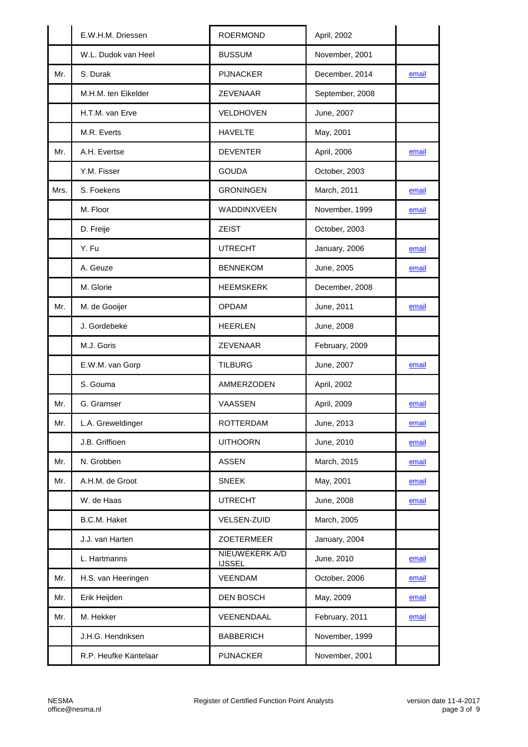|  |  |  |  |  |
|---|---|---|---|---|
|  | E.W.H.M. Driessen | ROERMOND | April, 2002 |  |
|  | W.L. Dudok van Heel | BUSSUM | November, 2001 |  |
| Mr. | S. Durak | PIJNACKER | December, 2014 | email |
|  | M.H.M. ten Eikelder | ZEVENAAR | September, 2008 |  |
|  | H.T.M. van Erve | VELDHOVEN | June, 2007 |  |
|  | M.R. Everts | HAVELTE | May, 2001 |  |
| Mr. | A.H. Evertse | DEVENTER | April, 2006 | email |
|  | Y.M. Fisser | GOUDA | October, 2003 |  |
| Mrs. | S. Foekens | GRONINGEN | March, 2011 | email |
|  | M. Floor | WADDINXVEEN | November, 1999 | email |
|  | D. Freije | ZEIST | October, 2003 |  |
|  | Y. Fu | UTRECHT | January, 2006 | email |
|  | A. Geuze | BENNEKOM | June, 2005 | email |
|  | M. Glorie | HEEMSKERK | December, 2008 |  |
| Mr. | M. de Gooijer | OPDAM | June, 2011 | email |
|  | J. Gordebeke | HEERLEN | June, 2008 |  |
|  | M.J. Goris | ZEVENAAR | February, 2009 |  |
|  | E.W.M. van Gorp | TILBURG | June, 2007 | email |
|  | S. Gouma | AMMERZODEN | April, 2002 |  |
| Mr. | G. Gramser | VAASSEN | April, 2009 | email |
| Mr. | L.A. Greweldinger | ROTTERDAM | June, 2013 | email |
|  | J.B. Griffioen | UITHOORN | June, 2010 | email |
| Mr. | N. Grobben | ASSEN | March, 2015 | email |
| Mr. | A.H.M. de Groot | SNEEK | May, 2001 | email |
|  | W. de Haas | UTRECHT | June, 2008 | email |
|  | B.C.M. Haket | VELSEN-ZUID | March, 2005 |  |
|  | J.J. van Harten | ZOETERMEER | January, 2004 |  |
|  | L. Hartmanns | NIEUWEKERK A/D IJSSEL | June, 2010 | email |
| Mr. | H.S. van Heeringen | VEENDAM | October, 2006 | email |
| Mr. | Erik Heijden | DEN BOSCH | May, 2009 | email |
| Mr. | M. Hekker | VEENENDAAL | February, 2011 | email |
|  | J.H.G. Hendriksen | BABBERICH | November, 1999 |  |
|  | R.P. Heufke Kantelaar | PIJNACKER | November, 2001 |  |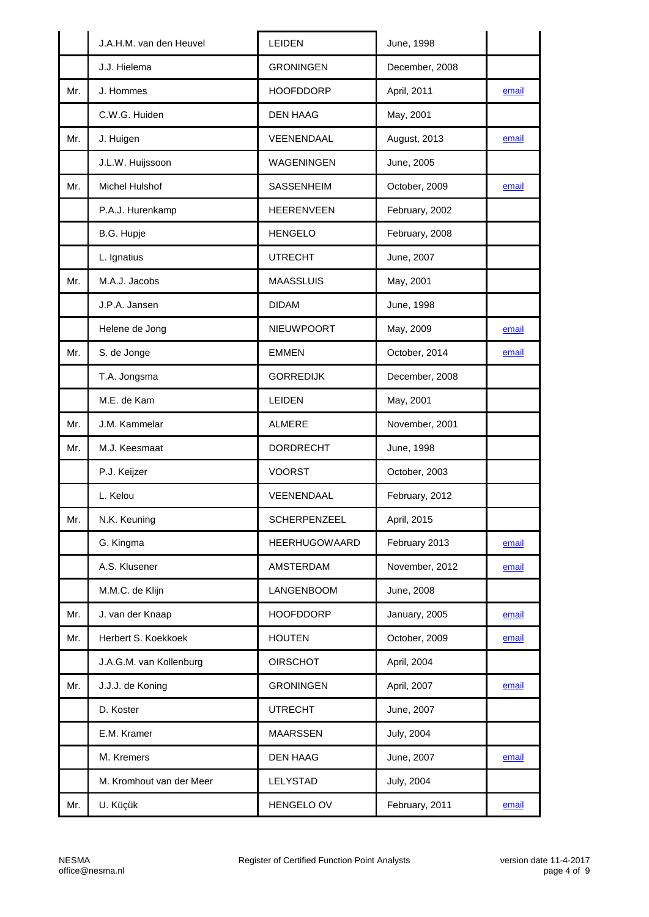| | | | | |
|---|---|---|---|---|
| | J.A.H.M. van den Heuvel | LEIDEN | June, 1998 | |
| | J.J. Hielema | GRONINGEN | December, 2008 | |
| Mr. | J. Hommes | HOOFDDORP | April, 2011 | email |
| | C.W.G. Huiden | DEN HAAG | May, 2001 | |
| Mr. | J. Huigen | VEENENDAAL | August, 2013 | email |
| | J.L.W. Huijssoon | WAGENINGEN | June, 2005 | |
| Mr. | Michel Hulshof | SASSENHEIM | October, 2009 | email |
| | P.A.J. Hurenkamp | HEERENVEEN | February, 2002 | |
| | B.G. Hupje | HENGELO | February, 2008 | |
| | L. Ignatius | UTRECHT | June, 2007 | |
| Mr. | M.A.J. Jacobs | MAASSLUIS | May, 2001 | |
| | J.P.A. Jansen | DIDAM | June, 1998 | |
| | Helene de Jong | NIEUWPOORT | May, 2009 | email |
| Mr. | S. de Jonge | EMMEN | October, 2014 | email |
| | T.A. Jongsma | GORREDIJK | December, 2008 | |
| | M.E. de Kam | LEIDEN | May, 2001 | |
| Mr. | J.M. Kammelar | ALMERE | November, 2001 | |
| Mr. | M.J. Keesmaat | DORDRECHT | June, 1998 | |
| | P.J. Keijzer | VOORST | October, 2003 | |
| | L. Kelou | VEENENDAAL | February, 2012 | |
| Mr. | N.K. Keuning | SCHERPENZEEL | April, 2015 | |
| | G. Kingma | HEERHUGOWAARD | February 2013 | email |
| | A.S. Klusener | AMSTERDAM | November, 2012 | email |
| | M.M.C. de Klijn | LANGENBOOM | June, 2008 | |
| Mr. | J. van der Knaap | HOOFDDORP | January, 2005 | email |
| Mr. | Herbert S. Koekkoek | HOUTEN | October, 2009 | email |
| | J.A.G.M. van Kollenburg | OIRSCHOT | April, 2004 | |
| Mr. | J.J.J. de Koning | GRONINGEN | April, 2007 | email |
| | D. Koster | UTRECHT | June, 2007 | |
| | E.M. Kramer | MAARSSEN | July, 2004 | |
| | M. Kremers | DEN HAAG | June, 2007 | email |
| | M. Kromhout van der Meer | LELYSTAD | July, 2004 | |
| Mr. | U. Küçük | HENGELO OV | February, 2011 | email |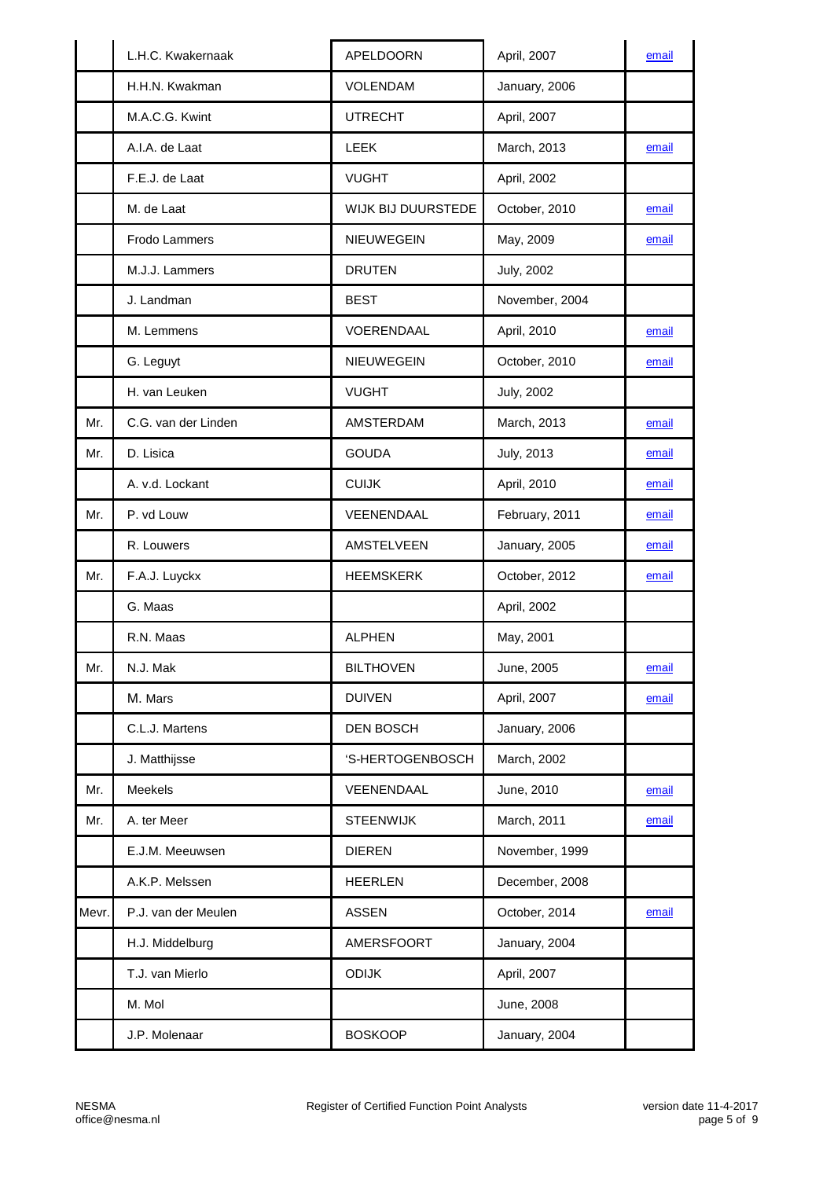| | | | | |
|---|---|---|---|---|
| | L.H.C. Kwakernaak | APELDOORN | April, 2007 | email |
| | H.H.N. Kwakman | VOLENDAM | January, 2006 | |
| | M.A.C.G. Kwint | UTRECHT | April, 2007 | |
| | A.I.A. de Laat | LEEK | March, 2013 | email |
| | F.E.J. de Laat | VUGHT | April, 2002 | |
| | M. de Laat | WIJK BIJ DUURSTEDE | October, 2010 | email |
| | Frodo Lammers | NIEUWEGEIN | May, 2009 | email |
| | M.J.J. Lammers | DRUTEN | July, 2002 | |
| | J. Landman | BEST | November, 2004 | |
| | M. Lemmens | VOERENDAAL | April, 2010 | email |
| | G. Leguyt | NIEUWEGEIN | October, 2010 | email |
| | H. van Leuken | VUGHT | July, 2002 | |
| Mr. | C.G. van der Linden | AMSTERDAM | March, 2013 | email |
| Mr. | D. Lisica | GOUDA | July, 2013 | email |
| | A. v.d. Lockant | CUIJK | April, 2010 | email |
| Mr. | P. vd Louw | VEENENDAAL | February, 2011 | email |
| | R. Louwers | AMSTELVEEN | January, 2005 | email |
| Mr. | F.A.J. Luyckx | HEEMSKERK | October, 2012 | email |
| | G. Maas | | April, 2002 | |
| | R.N. Maas | ALPHEN | May, 2001 | |
| Mr. | N.J. Mak | BILTHOVEN | June, 2005 | email |
| | M. Mars | DUIVEN | April, 2007 | email |
| | C.L.J. Martens | DEN BOSCH | January, 2006 | |
| | J. Matthijsse | 'S-HERTOGENBOSCH | March, 2002 | |
| Mr. | Meekels | VEENENDAAL | June, 2010 | email |
| Mr. | A. ter Meer | STEENWIJK | March, 2011 | email |
| | E.J.M. Meeuwsen | DIEREN | November, 1999 | |
| | A.K.P. Melssen | HEERLEN | December, 2008 | |
| Mevr. | P.J. van der Meulen | ASSEN | October, 2014 | email |
| | H.J. Middelburg | AMERSFOORT | January, 2004 | |
| | T.J. van Mierlo | ODIJK | April, 2007 | |
| | M. Mol | | June, 2008 | |
| | J.P. Molenaar | BOSKOOP | January, 2004 | |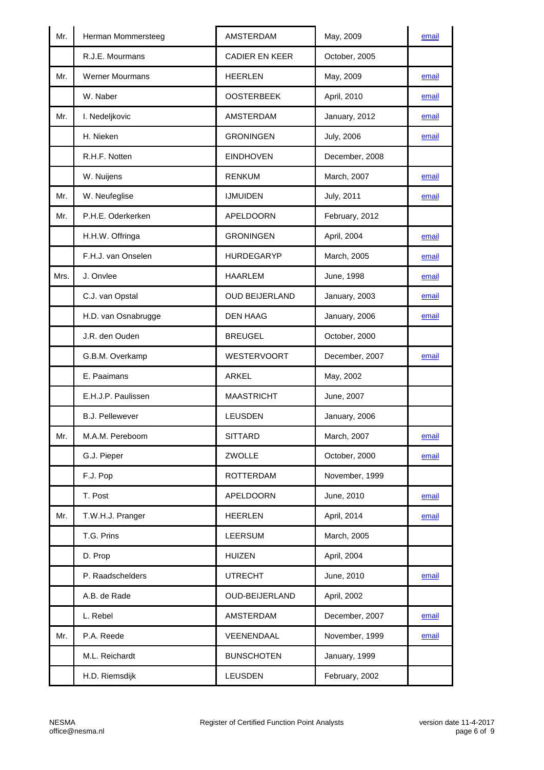| | | | | |
|---|---|---|---|---|
| Mr. | Herman Mommersteeg | AMSTERDAM | May, 2009 | email |
| | R.J.E. Mourmans | CADIER EN KEER | October, 2005 | |
| Mr. | Werner Mourmans | HEERLEN | May, 2009 | email |
| | W. Naber | OOSTERBEEK | April, 2010 | email |
| Mr. | I. Nedeljkovic | AMSTERDAM | January, 2012 | email |
| | H. Nieken | GRONINGEN | July, 2006 | email |
| | R.H.F. Notten | EINDHOVEN | December, 2008 | |
| | W. Nuijens | RENKUM | March, 2007 | email |
| Mr. | W. Neufeglise | IJMUIDEN | July, 2011 | email |
| Mr. | P.H.E. Oderkerken | APELDOORN | February, 2012 | |
| | H.H.W. Offringa | GRONINGEN | April, 2004 | email |
| | F.H.J. van Onselen | HURDEGARYP | March, 2005 | email |
| Mrs. | J. Onvlee | HAARLEM | June, 1998 | email |
| | C.J. van Opstal | OUD BEIJERLAND | January, 2003 | email |
| | H.D. van Osnabrugge | DEN HAAG | January, 2006 | email |
| | J.R. den Ouden | BREUGEL | October, 2000 | |
| | G.B.M. Overkamp | WESTERVOORT | December, 2007 | email |
| | E. Paaimans | ARKEL | May, 2002 | |
| | E.H.J.P. Paulissen | MAASTRICHT | June, 2007 | |
| | B.J. Pellewever | LEUSDEN | January, 2006 | |
| Mr. | M.A.M. Pereboom | SITTARD | March, 2007 | email |
| | G.J. Pieper | ZWOLLE | October, 2000 | email |
| | F.J. Pop | ROTTERDAM | November, 1999 | |
| | T. Post | APELDOORN | June, 2010 | email |
| Mr. | T.W.H.J. Pranger | HEERLEN | April, 2014 | email |
| | T.G. Prins | LEERSUM | March, 2005 | |
| | D. Prop | HUIZEN | April, 2004 | |
| | P. Raadschelders | UTRECHT | June, 2010 | email |
| | A.B. de Rade | OUD-BEIJERLAND | April, 2002 | |
| | L. Rebel | AMSTERDAM | December, 2007 | email |
| Mr. | P.A. Reede | VEENENDAAL | November, 1999 | email |
| | M.L. Reichardt | BUNSCHOTEN | January, 1999 | |
| | H.D. Riemsdijk | LEUSDEN | February, 2002 | |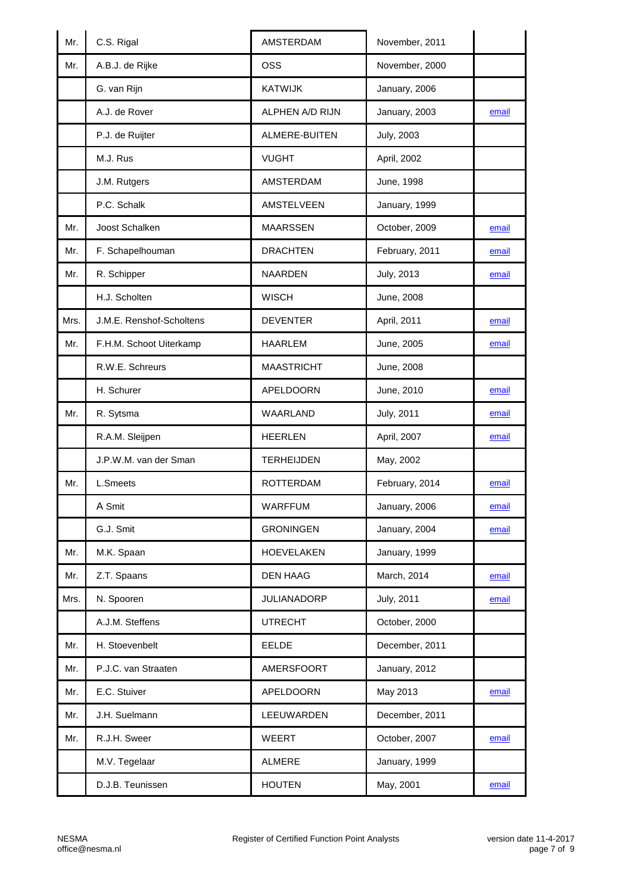| | | | | |
|---|---|---|---|---|
| Mr. | C.S. Rigal | AMSTERDAM | November, 2011 | |
| Mr. | A.B.J. de Rijke | OSS | November, 2000 | |
| | G. van Rijn | KATWIJK | January, 2006 | |
| | A.J. de Rover | ALPHEN A/D RIJN | January, 2003 | email |
| | P.J. de Ruijter | ALMERE-BUITEN | July, 2003 | |
| | M.J. Rus | VUGHT | April, 2002 | |
| | J.M. Rutgers | AMSTERDAM | June, 1998 | |
| | P.C. Schalk | AMSTELVEEN | January, 1999 | |
| Mr. | Joost Schalken | MAARSSEN | October, 2009 | email |
| Mr. | F. Schapelhouman | DRACHTEN | February, 2011 | email |
| Mr. | R. Schipper | NAARDEN | July, 2013 | email |
| | H.J. Scholten | WISCH | June, 2008 | |
| Mrs. | J.M.E. Renshof-Scholtens | DEVENTER | April, 2011 | email |
| Mr. | F.H.M. Schoot Uiterkamp | HAARLEM | June, 2005 | email |
| | R.W.E. Schreurs | MAASTRICHT | June, 2008 | |
| | H. Schurer | APELDOORN | June, 2010 | email |
| Mr. | R. Sytsma | WAARLAND | July, 2011 | email |
| | R.A.M. Sleijpen | HEERLEN | April, 2007 | email |
| | J.P.W.M. van der Sman | TERHEIJDEN | May, 2002 | |
| Mr. | L.Smeets | ROTTERDAM | February, 2014 | email |
| | A Smit | WARFFUM | January, 2006 | email |
| | G.J. Smit | GRONINGEN | January, 2004 | email |
| Mr. | M.K. Spaan | HOEVELAKEN | January, 1999 | |
| Mr. | Z.T. Spaans | DEN HAAG | March, 2014 | email |
| Mrs. | N. Spooren | JULIANADORP | July, 2011 | email |
| | A.J.M. Steffens | UTRECHT | October, 2000 | |
| Mr. | H. Stoevenbelt | EELDE | December, 2011 | |
| Mr. | P.J.C. van Straaten | AMERSFOORT | January, 2012 | |
| Mr. | E.C. Stuiver | APELDOORN | May 2013 | email |
| Mr. | J.H. Suelmann | LEEUWARDEN | December, 2011 | |
| Mr. | R.J.H. Sweer | WEERT | October, 2007 | email |
| | M.V. Tegelaar | ALMERE | January, 1999 | |
| | D.J.B. Teunissen | HOUTEN | May, 2001 | email |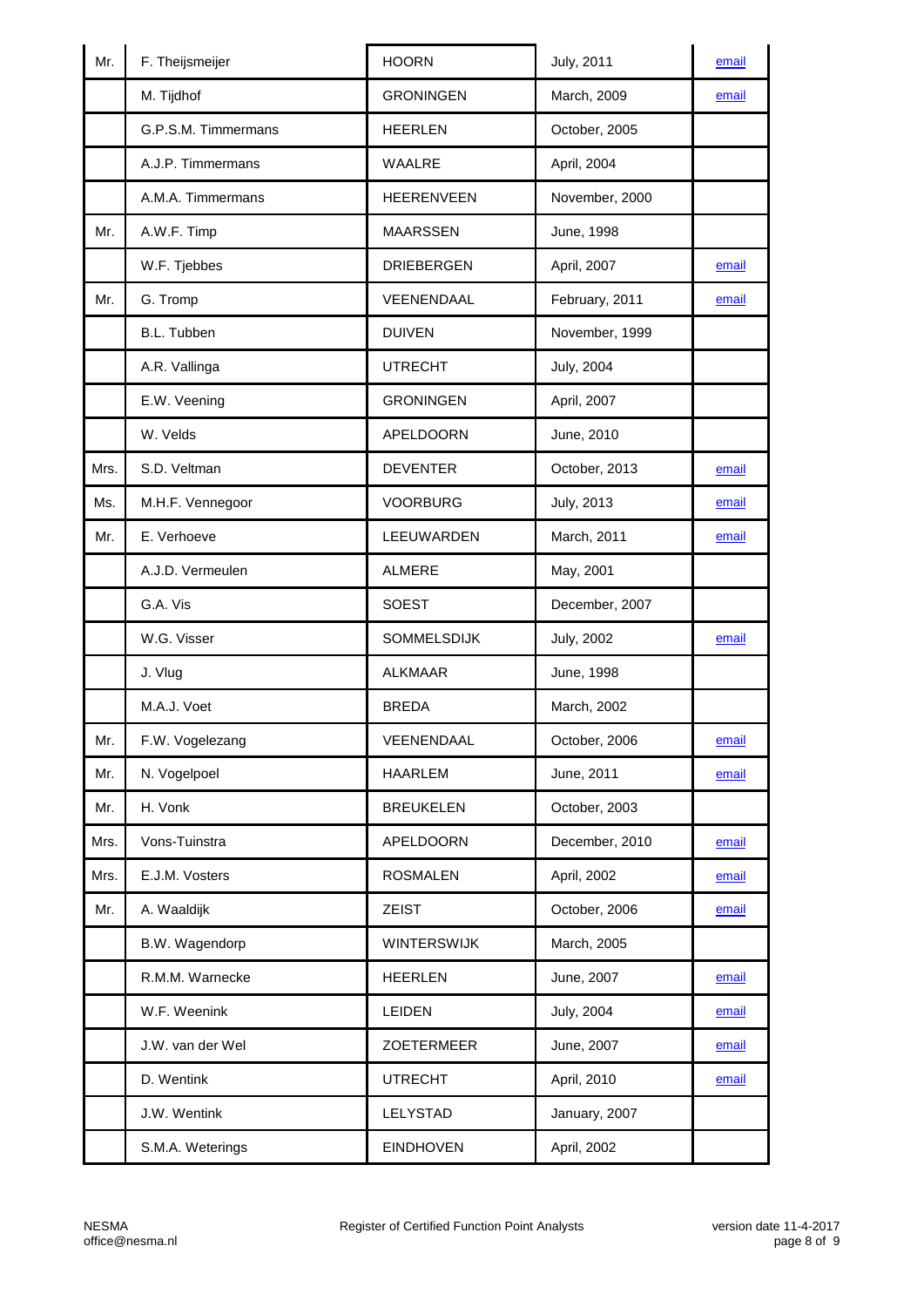| | | | | |
|---|---|---|---|---|
| Mr. | F. Theijsmeijer | HOORN | July, 2011 | email |
| | M. Tijdhof | GRONINGEN | March, 2009 | email |
| | G.P.S.M. Timmermans | HEERLEN | October, 2005 | |
| | A.J.P. Timmermans | WAALRE | April, 2004 | |
| | A.M.A. Timmermans | HEERENVEEN | November, 2000 | |
| Mr. | A.W.F. Timp | MAARSSEN | June, 1998 | |
| | W.F. Tjebbes | DRIEBERGEN | April, 2007 | email |
| Mr. | G. Tromp | VEENENDAAL | February, 2011 | email |
| | B.L. Tubben | DUIVEN | November, 1999 | |
| | A.R. Vallinga | UTRECHT | July, 2004 | |
| | E.W. Veening | GRONINGEN | April, 2007 | |
| | W. Velds | APELDOORN | June, 2010 | |
| Mrs. | S.D. Veltman | DEVENTER | October, 2013 | email |
| Ms. | M.H.F. Vennegoor | VOORBURG | July, 2013 | email |
| Mr. | E. Verhoeve | LEEUWARDEN | March, 2011 | email |
| | A.J.D. Vermeulen | ALMERE | May, 2001 | |
| | G.A. Vis | SOEST | December, 2007 | |
| | W.G. Visser | SOMMELSDIJK | July, 2002 | email |
| | J. Vlug | ALKMAAR | June, 1998 | |
| | M.A.J. Voet | BREDA | March, 2002 | |
| Mr. | F.W. Vogelezang | VEENENDAAL | October, 2006 | email |
| Mr. | N. Vogelpoel | HAARLEM | June, 2011 | email |
| Mr. | H. Vonk | BREUKELEN | October, 2003 | |
| Mrs. | Vons-Tuinstra | APELDOORN | December, 2010 | email |
| Mrs. | E.J.M. Vosters | ROSMALEN | April, 2002 | email |
| Mr. | A. Waaldijk | ZEIST | October, 2006 | email |
| | B.W. Wagendorp | WINTERSWIJK | March, 2005 | |
| | R.M.M. Warnecke | HEERLEN | June, 2007 | email |
| | W.F. Weenink | LEIDEN | July, 2004 | email |
| | J.W. van der Wel | ZOETERMEER | June, 2007 | email |
| | D. Wentink | UTRECHT | April, 2010 | email |
| | J.W. Wentink | LELYSTAD | January, 2007 | |
| | S.M.A. Weterings | EINDHOVEN | April, 2002 | |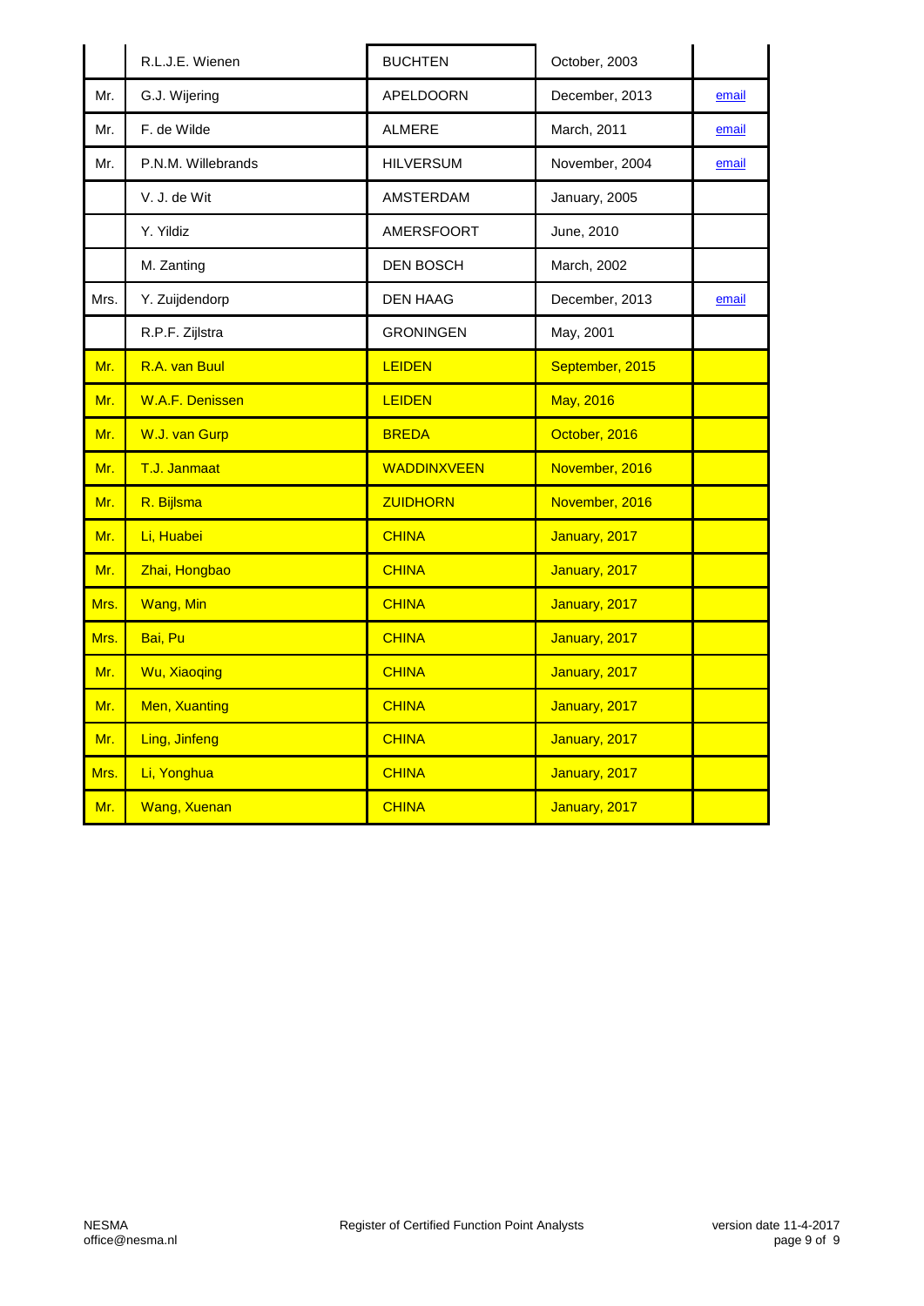| | | | | |
|---|---|---|---|---|
| | R.L.J.E. Wienen | BUCHTEN | October, 2003 | |
| Mr. | G.J. Wijering | APELDOORN | December, 2013 | email |
| Mr. | F. de Wilde | ALMERE | March, 2011 | email |
| Mr. | P.N.M. Willebrands | HILVERSUM | November, 2004 | email |
| | V. J. de Wit | AMSTERDAM | January, 2005 | |
| | Y. Yildiz | AMERSFOORT | June, 2010 | |
| | M. Zanting | DEN BOSCH | March, 2002 | |
| Mrs. | Y. Zuijdendorp | DEN HAAG | December, 2013 | email |
| | R.P.F. Zijlstra | GRONINGEN | May, 2001 | |
| Mr. | R.A. van Buul | LEIDEN | September, 2015 | |
| Mr. | W.A.F. Denissen | LEIDEN | May, 2016 | |
| Mr. | W.J. van Gurp | BREDA | October, 2016 | |
| Mr. | T.J. Janmaat | WADDINXVEEN | November, 2016 | |
| Mr. | R. Bijlsma | ZUIDHORN | November, 2016 | |
| Mr. | Li, Huabei | CHINA | January, 2017 | |
| Mr. | Zhai, Hongbao | CHINA | January, 2017 | |
| Mrs. | Wang, Min | CHINA | January, 2017 | |
| Mrs. | Bai, Pu | CHINA | January, 2017 | |
| Mr. | Wu, Xiaoqing | CHINA | January, 2017 | |
| Mr. | Men, Xuanting | CHINA | January, 2017 | |
| Mr. | Ling, Jinfeng | CHINA | January, 2017 | |
| Mrs. | Li, Yonghua | CHINA | January, 2017 | |
| Mr. | Wang, Xuenan | CHINA | January, 2017 | |